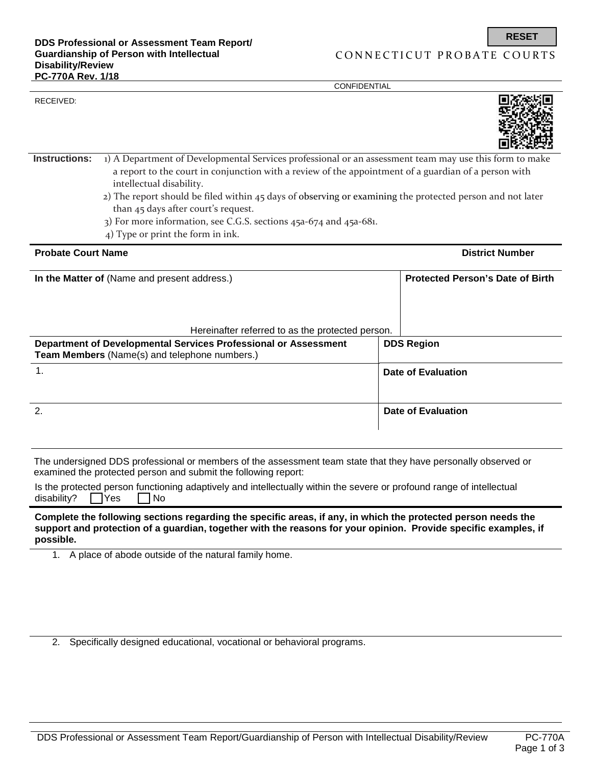**DDS Professional or Assessment Team Report/ Guardianship of Person with Intellectual Disability/Review**
**PC-770A Rev. 1/18**

RESET

CONNECTICUT PROBATE COURTS

CONFIDENTIAL

RECEIVED:

**Instructions:**

1) A Department of Developmental Services professional or an assessment team may use this form to make a report to the court in conjunction with a review of the appointment of a guardian of a person with intellectual disability.
2) The report should be filed within 45 days of observing or examining the protected person and not later than 45 days after court's request.
3) For more information, see C.G.S. sections 45a-674 and 45a-681.
4) Type or print the form in ink.

| **Probate Court Name** | **District Number** |
|---|---|
| | |

| **In the Matter of** (Name and present address.) | **Protected Person's Date of Birth** |
|---|---|
| Hereinafter referred to as the protected person. | |

| **Department of Developmental Services Professional or Assessment Team Members** (Name(s) and telephone numbers.) | **DDS Region** |
|---|---|
| 1. | **Date of Evaluation** |
| 2. | **Date of Evaluation** |

The undersigned DDS professional or members of the assessment team state that they have personally observed or examined the protected person and submit the following report:

Is the protected person functioning adaptively and intellectually within the severe or profound range of intellectual disability? ☐ Yes ☐ No

**Complete the following sections regarding the specific areas, if any, in which the protected person needs the support and protection of a guardian, together with the reasons for your opinion. Provide specific examples, if possible.**

1. A place of abode outside of the natural family home.

2. Specifically designed educational, vocational or behavioral programs.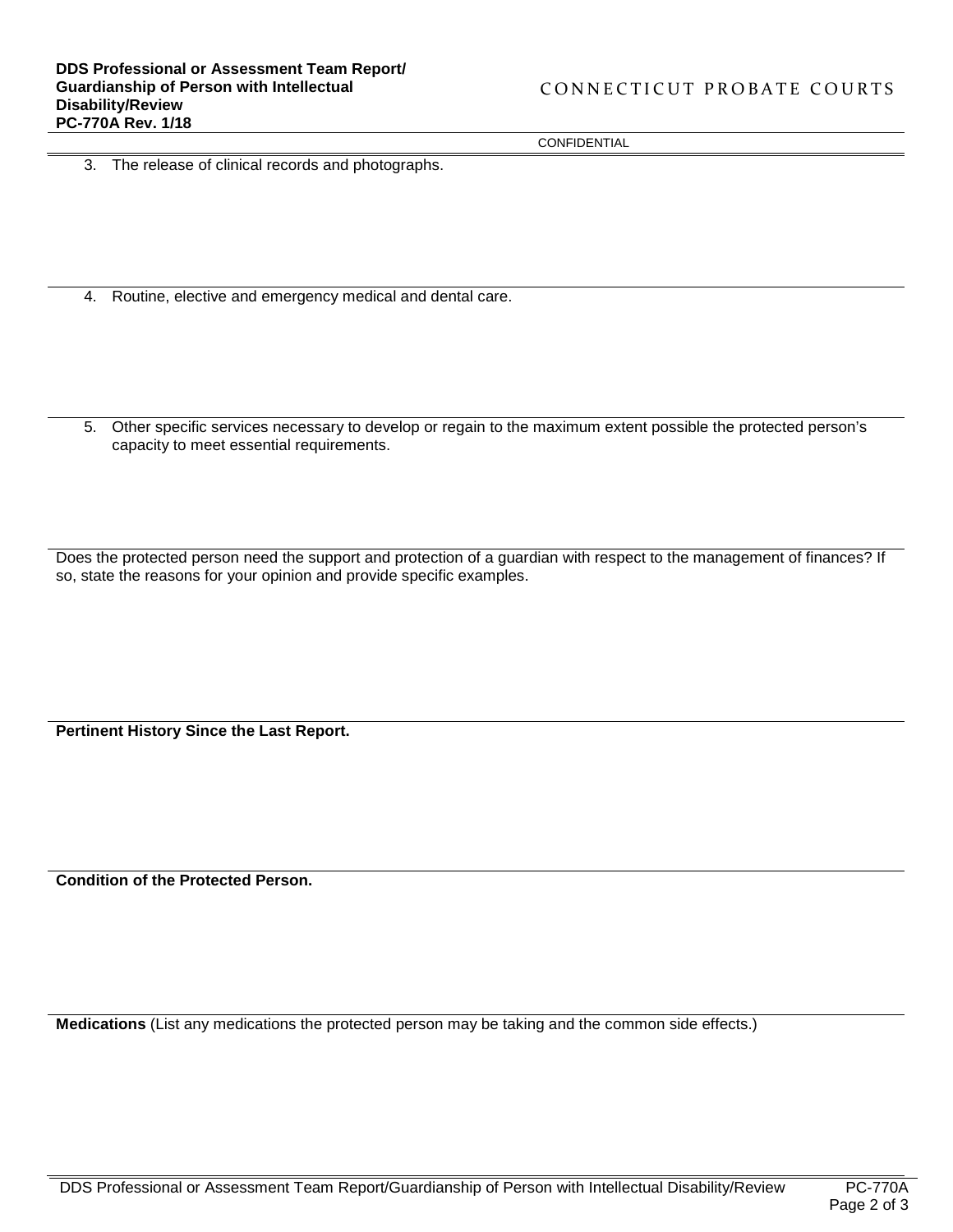CONFIDENTIAL

3. The release of clinical records and photographs.

4. Routine, elective and emergency medical and dental care.

5. Other specific services necessary to develop or regain to the maximum extent possible the protected person's capacity to meet essential requirements.

Does the protected person need the support and protection of a guardian with respect to the management of finances? If so, state the reasons for your opinion and provide specific examples.

**Pertinent History Since the Last Report.**

**Condition of the Protected Person.**

**Medications** (List any medications the protected person may be taking and the common side effects.)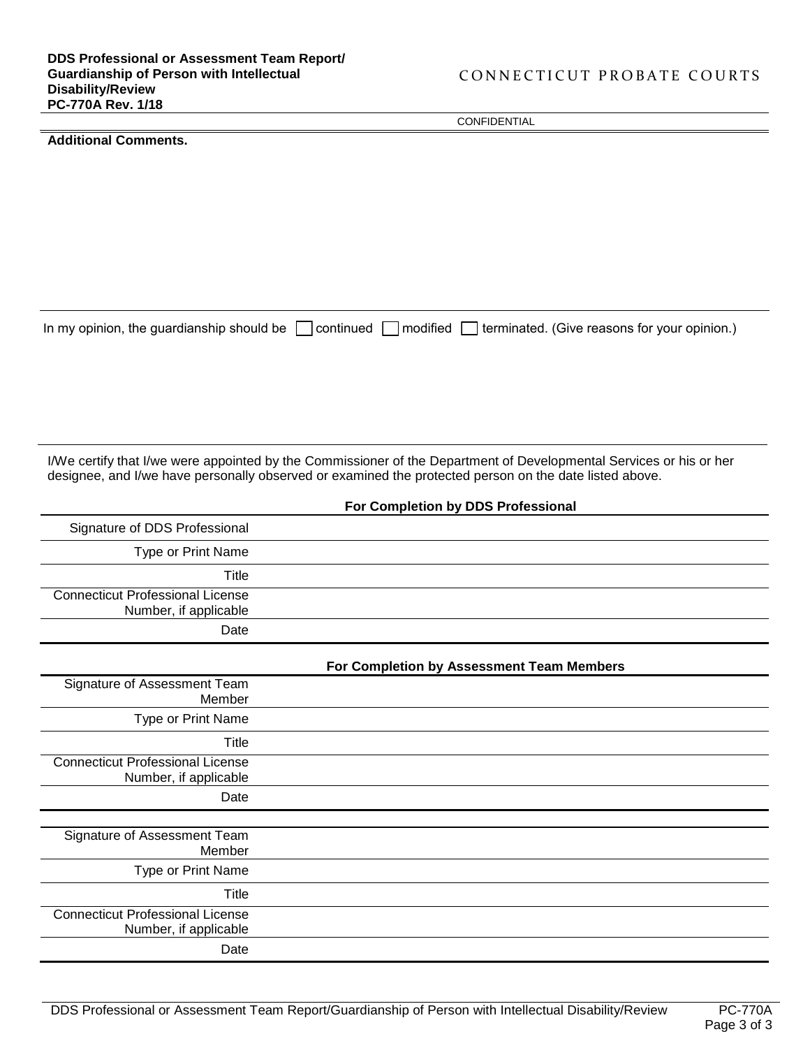**DDS Professional or Assessment Team Report/ Guardianship of Person with Intellectual Disability/Review**
**PC-770A Rev. 1/18**

CONNECTICUT PROBATE COURTS

CONFIDENTIAL

**Additional Comments.**

In my opinion, the guardianship should be ☐ continued ☐ modified ☐ terminated. (Give reasons for your opinion.)

I/We certify that I/we were appointed by the Commissioner of the Department of Developmental Services or his or her designee, and I/we have personally observed or examined the protected person on the date listed above.

**For Completion by DDS Professional**

| | |
|---|---|
| Signature of DDS Professional | |
| Type or Print Name | |
| Title | |
| Connecticut Professional License Number, if applicable | |
| Date | |

**For Completion by Assessment Team Members**

| | |
|---|---|
| Signature of Assessment Team Member | |
| Type or Print Name | |
| Title | |
| Connecticut Professional License Number, if applicable | |
| Date | |

| | |
|---|---|
| Signature of Assessment Team Member | |
| Type or Print Name | |
| Title | |
| Connecticut Professional License Number, if applicable | |
| Date | |